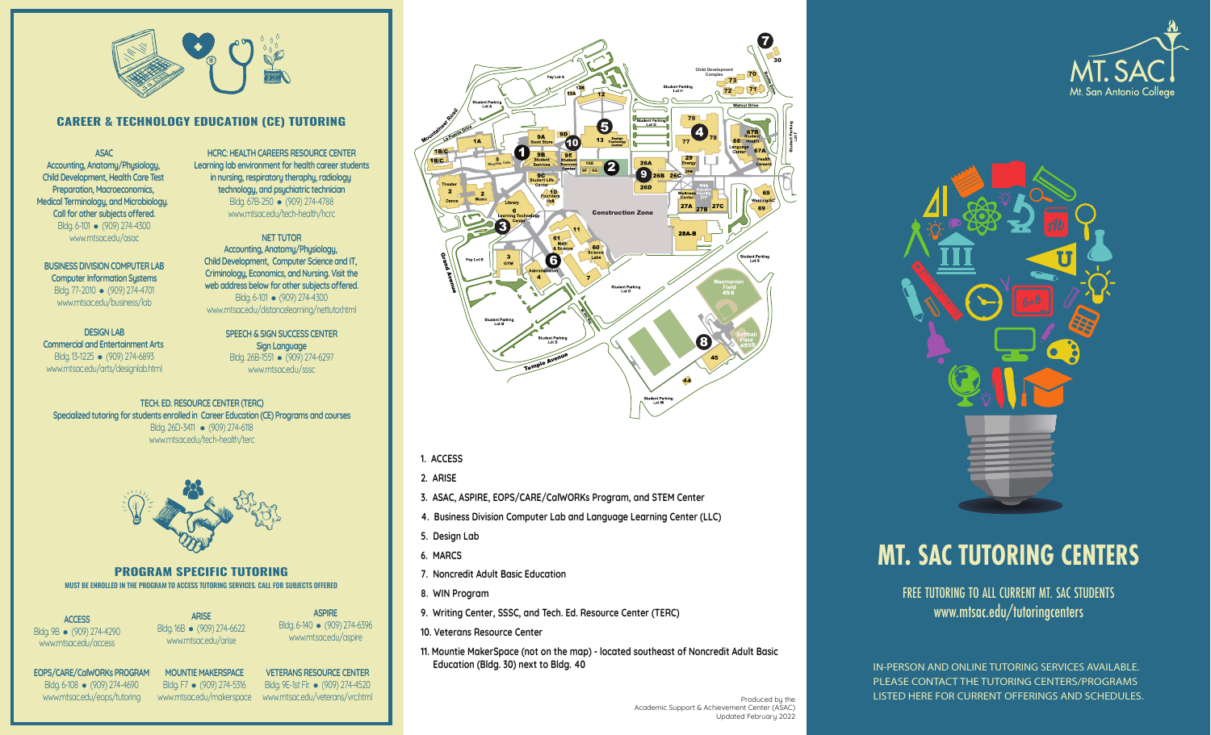## CAREER & TECHNOLOGY EDUCATION (CE) TUTORING

**ASAC**
Accounting, Anatomy/Physiology, Child Development, Health Care Test Preparation, Macroeconomics, Medical Terminology, and Microbiology. Call for other subjects offered.
Bldg. 6-101 • (909) 274-4300
www.mtsac.edu/asac

**BUSINESS DIVISION COMPUTER LAB**
Computer Information Systems
Bldg. 77-2010 • (909) 274-4701
www.mtsac.edu/business/lab

**DESIGN LAB**
Commercial and Entertainment Arts
Bldg. 13-1225 • (909) 274-6893
www.mtsac.edu/arts/designlab.html

**HCRC: HEALTH CAREERS RESOURCE CENTER**
Learning lab environment for health career students in nursing, respiratory theraphy, radiology technology, and psychiatric technician
Bldg. 67B-250 • (909) 274-4788
www.mtsac.edu/tech-health/hcrc

**NET TUTOR**
Accounting, Anatomy/Physiology, Child Development, Computer Science and IT, Criminology, Economics, and Nursing. Visit the web address below for other subjects offered.
Bldg. 6-101 • (909) 274-4300
www.mtsac.edu/distancelearning/nettutor.html

**SPEECH & SIGN SUCCESS CENTER**
Sign Language
Bldg. 26B-1551 • (909) 274-6297
www.mtsac.edu/sssc

**TECH. ED. RESOURCE CENTER (TERC)**
Specialized tutoring for students enrolled in Career Education (CE) Programs and courses
Bldg. 26D-3411 • (909) 274-6118
www.mtsac.edu/tech-health/terc

## PROGRAM SPECIFIC TUTORING

**MUST BE ENROLLED IN THE PROGRAM TO ACCESS TUTORING SERVICES. CALL FOR SUBJECTS OFFERED**

**ACCESS**
Bldg. 9B • (909) 274-4290
www.mtsac.edu/access

**ARISE**
Bldg. 16B • (909) 274-6622
www.mtsac.edu/arise

**ASPIRE**
Bldg. 6-140 • (909) 274-6396
www.mtsac.edu/aspire

**EOPS/CARE/CalWORKs PROGRAM**
Bldg. 6-108 • (909) 274-4690
www.mtsac.edu/eops/tutoring

**MOUNTIE MAKERSPACE**
Bldg. F7 • (909) 274-5316
www.mtsac.edu/makerspace

**VETERANS RESOURCE CENTER**
Bldg. 9E-1st Flr. • (909) 274-4520
www.mtsac.edu/veterans/vrc.html

1. ACCESS
2. ARISE
3. ASAC, ASPIRE, EOPS/CARE/CalWORKs Program, and STEM Center
4. Business Division Computer Lab and Language Learning Center (LLC)
5. Design Lab
6. MARCS
7. Noncredit Adult Basic Education
8. WIN Program
9. Writing Center, SSSC, and Tech. Ed. Resource Center (TERC)
10. Veterans Resource Center
11. Mountie MakerSpace (not on the map) - located southeast of Noncredit Adult Basic Education (Bldg. 30) next to Bldg. 40

Produced by the Academic Support & Achievement Center (ASAC)
Updated February 2022

MT. SAC
Mt. San Antonio College

# MT. SAC TUTORING CENTERS

FREE TUTORING TO ALL CURRENT MT. SAC STUDENTS
www.mtsac.edu/tutoringcenters

IN-PERSON AND ONLINE TUTORING SERVICES AVAILABLE. PLEASE CONTACT THE TUTORING CENTERS/PROGRAMS LISTED HERE FOR CURRENT OFFERINGS AND SCHEDULES.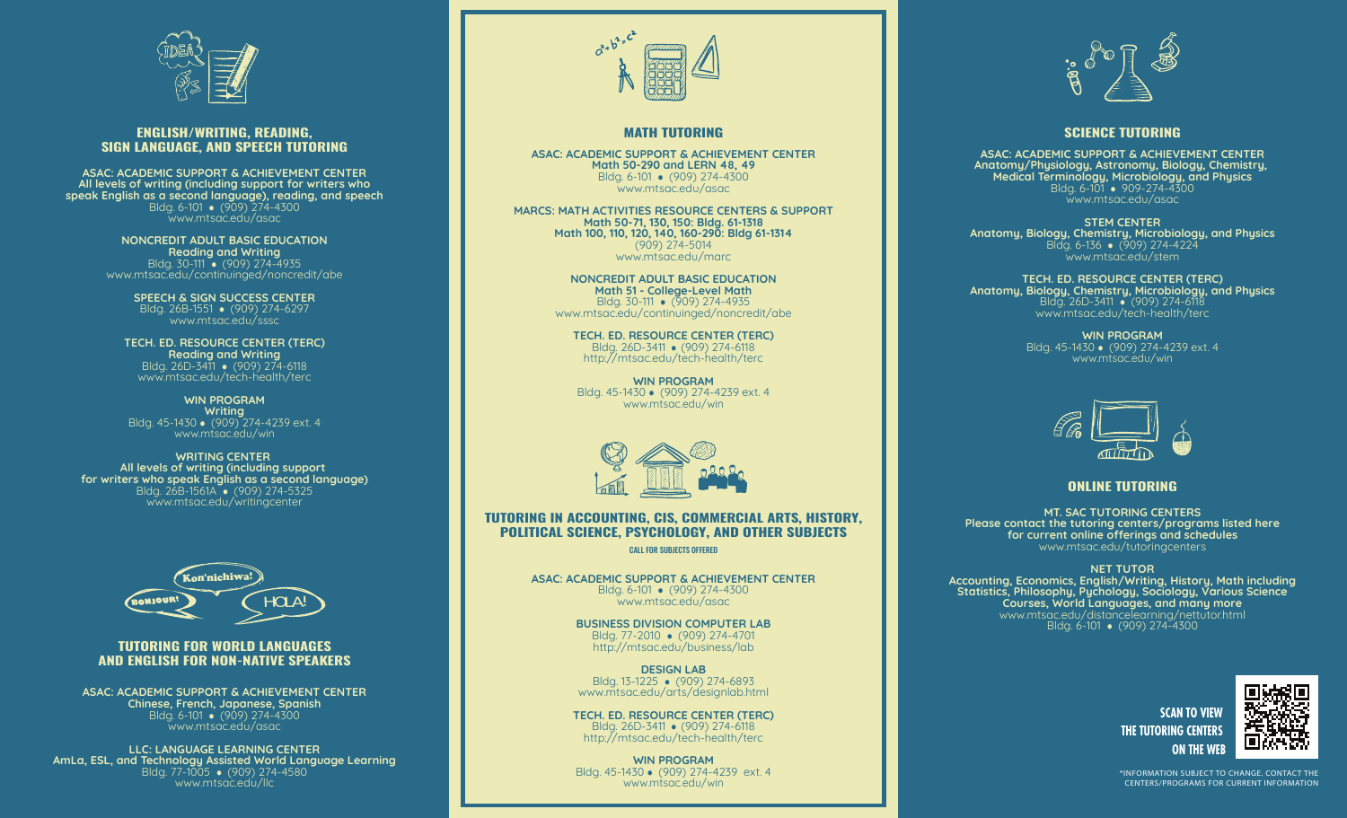## ENGLISH/WRITING, READING, SIGN LANGUAGE, AND SPEECH TUTORING

**ASAC: ACADEMIC SUPPORT & ACHIEVEMENT CENTER**
**All levels of writing (including support for writers who speak English as a second language), reading, and speech**
Bldg. 6-101 • (909) 274-4300
www.mtsac.edu/asac

**NONCREDIT ADULT BASIC EDUCATION**
**Reading and Writing**
Bldg. 30-111 • (909) 274-4935
www.mtsac.edu/continuinged/noncredit/abe

**SPEECH & SIGN SUCCESS CENTER**
Bldg. 26B-1551 • (909) 274-6297
www.mtsac.edu/sssc

**TECH. ED. RESOURCE CENTER (TERC)**
**Reading and Writing**
Bldg. 26D-3411 • (909) 274-6118
www.mtsac.edu/tech-health/terc

**WIN PROGRAM**
**Writing**
Bldg. 45-1430 • (909) 274-4239 ext. 4
www.mtsac.edu/win

**WRITING CENTER**
**All levels of writing (including support for writers who speak English as a second language)**
Bldg. 26B-1561A • (909) 274-5325
www.mtsac.edu/writingcenter

## TUTORING FOR WORLD LANGUAGES AND ENGLISH FOR NON-NATIVE SPEAKERS

**ASAC: ACADEMIC SUPPORT & ACHIEVEMENT CENTER**
**Chinese, French, Japanese, Spanish**
Bldg. 6-101 • (909) 274-4300
www.mtsac.edu/asac

**LLC: LANGUAGE LEARNING CENTER**
**AmLa, ESL, and Technology Assisted World Language Learning**
Bldg. 77-1005 • (909) 274-4580
www.mtsac.edu/llc

## MATH TUTORING

**ASAC: ACADEMIC SUPPORT & ACHIEVEMENT CENTER**
**Math 50-290 and LERN 48, 49**
Bldg. 6-101 • (909) 274-4300
www.mtsac.edu/asac

**MARCS: MATH ACTIVITIES RESOURCE CENTERS & SUPPORT**
**Math 50-71, 130, 150: Bldg. 61-1318**
**Math 100, 110, 120, 140, 160-290: Bldg 61-1314**
(909) 274-5014
www.mtsac.edu/marc

**NONCREDIT ADULT BASIC EDUCATION**
**Math 51 - College-Level Math**
Bldg. 30-111 • (909) 274-4935
www.mtsac.edu/continuinged/noncredit/abe

**TECH. ED. RESOURCE CENTER (TERC)**
Bldg. 26D-3411 • (909) 274-6118
http://mtsac.edu/tech-health/terc

**WIN PROGRAM**
Bldg. 45-1430 • (909) 274-4239 ext. 4
www.mtsac.edu/win

## TUTORING IN ACCOUNTING, CIS, COMMERCIAL ARTS, HISTORY, POLITICAL SCIENCE, PSYCHOLOGY, AND OTHER SUBJECTS

CALL FOR SUBJECTS OFFERED

**ASAC: ACADEMIC SUPPORT & ACHIEVEMENT CENTER**
Bldg. 6-101 • (909) 274-4300
www.mtsac.edu/asac

**BUSINESS DIVISION COMPUTER LAB**
Bldg. 77-2010 • (909) 274-4701
http://mtsac.edu/business/lab

**DESIGN LAB**
Bldg. 13-1225 • (909) 274-6893
www.mtsac.edu/arts/designlab.html

**TECH. ED. RESOURCE CENTER (TERC)**
Bldg. 26D-3411 • (909) 274-6118
http://mtsac.edu/tech-health/terc

**WIN PROGRAM**
Bldg. 45-1430 • (909) 274-4239 ext. 4
www.mtsac.edu/win

## SCIENCE TUTORING

**ASAC: ACADEMIC SUPPORT & ACHIEVEMENT CENTER**
**Anatomy/Physiology, Astronomy, Biology, Chemistry, Medical Terminology, Microbiology, and Physics**
Bldg. 6-101 • 909-274-4300
www.mtsac.edu/asac

**STEM CENTER**
**Anatomy, Biology, Chemistry, Microbiology, and Physics**
Bldg. 6-136 • (909) 274-4224
www.mtsac.edu/stem

**TECH. ED. RESOURCE CENTER (TERC)**
**Anatomy, Biology, Chemistry, Microbiology, and Physics**
Bldg. 26D-3411 • (909) 274-6118
www.mtsac.edu/tech-health/terc

**WIN PROGRAM**
Bldg. 45-1430 • (909) 274-4239 ext. 4
www.mtsac.edu/win

## ONLINE TUTORING

**MT. SAC TUTORING CENTERS**
**Please contact the tutoring centers/programs listed here for current online offerings and schedules**
www.mtsac.edu/tutoringcenters

**NET TUTOR**
**Accounting, Economics, English/Writing, History, Math including Statistics, Philosophy, Psychology, Sociology, Various Science Courses, World Languages, and many more**
www.mtsac.edu/distancelearning/nettutor.html
Bldg. 6-101 • (909) 274-4300

**SCAN TO VIEW THE TUTORING CENTERS ON THE WEB**

*INFORMATION SUBJECT TO CHANGE. CONTACT THE CENTERS/PROGRAMS FOR CURRENT INFORMATION